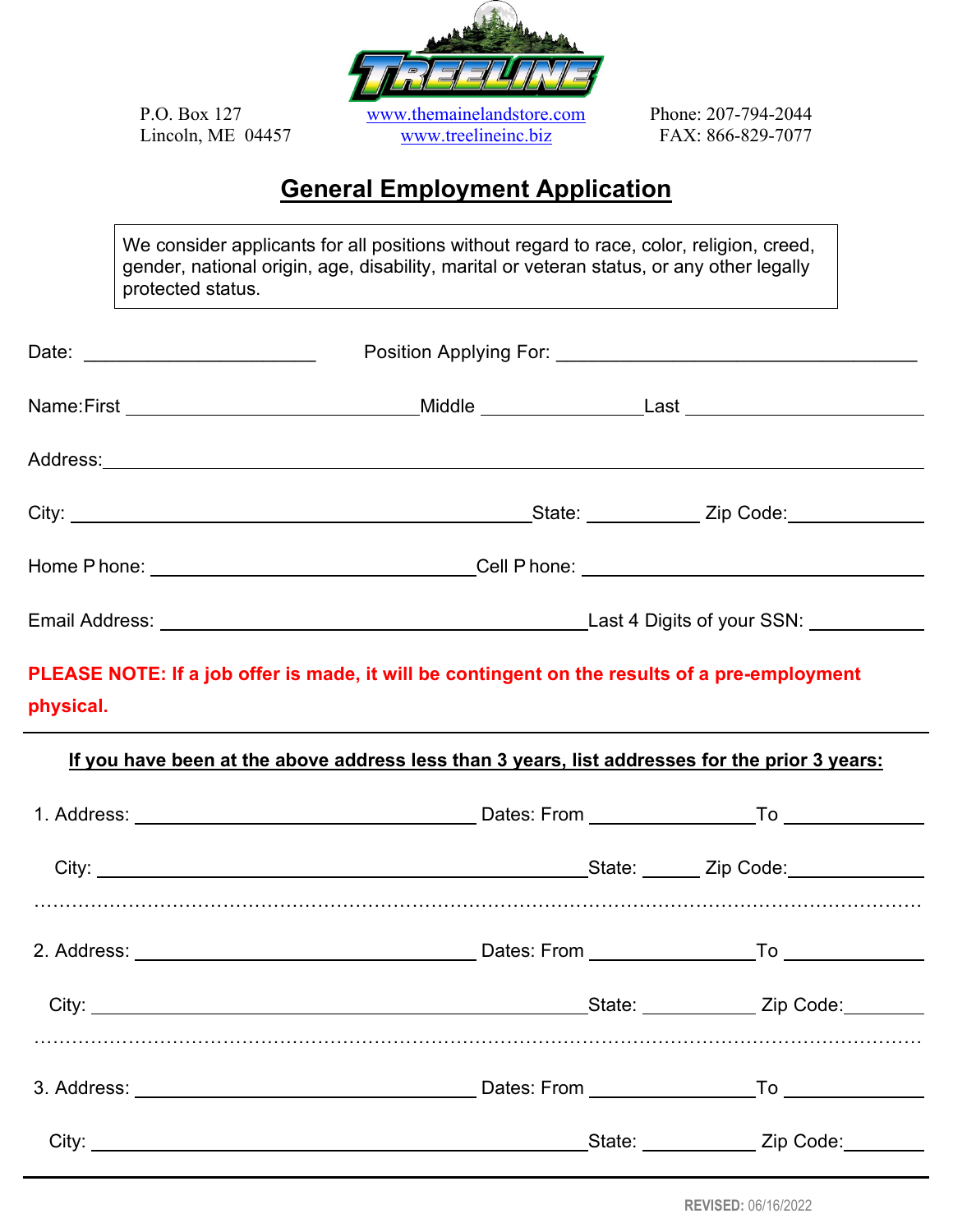TREELINE

P.O. Box 127
Lincoln, ME 04457

www.themainelandstore.com
www.treelineinc.biz

Phone: 207-794-2044
FAX: 866-829-7077

# General Employment Application

We consider applicants for all positions without regard to race, color, religion, creed, gender, national origin, age, disability, marital or veteran status, or any other legally protected status.

Date: ______________________ Position Applying For: ____________________________________

Name: First ____________________________ Middle _______________ Last ______________________

Address: ____________________________________________________________________________

City: ____________________________________________ State: __________ Zip Code: ____________

Home Phone: ______________________________ Cell Phone: _________________________________

Email Address: ________________________________________ Last 4 Digits of your SSN: __________

**PLEASE NOTE: If a job offer is made, it will be contingent on the results of a pre-employment physical.**

---

**If you have been at the above address less than 3 years, list addresses for the prior 3 years:**

1. Address: ________________________________ Dates: From _______________ To _____________

   City: _______________________________________________ State: _____ Zip Code: ____________

...........................................................................................................................................

2. Address: ________________________________ Dates: From _______________ To _____________

   City: _______________________________________________ State: __________ Zip Code: ________

...........................................................................................................................................

3. Address: ________________________________ Dates: From _______________ To _____________

   City: _______________________________________________ State: __________ Zip Code: ________

---

**REVISED:** 06/16/2022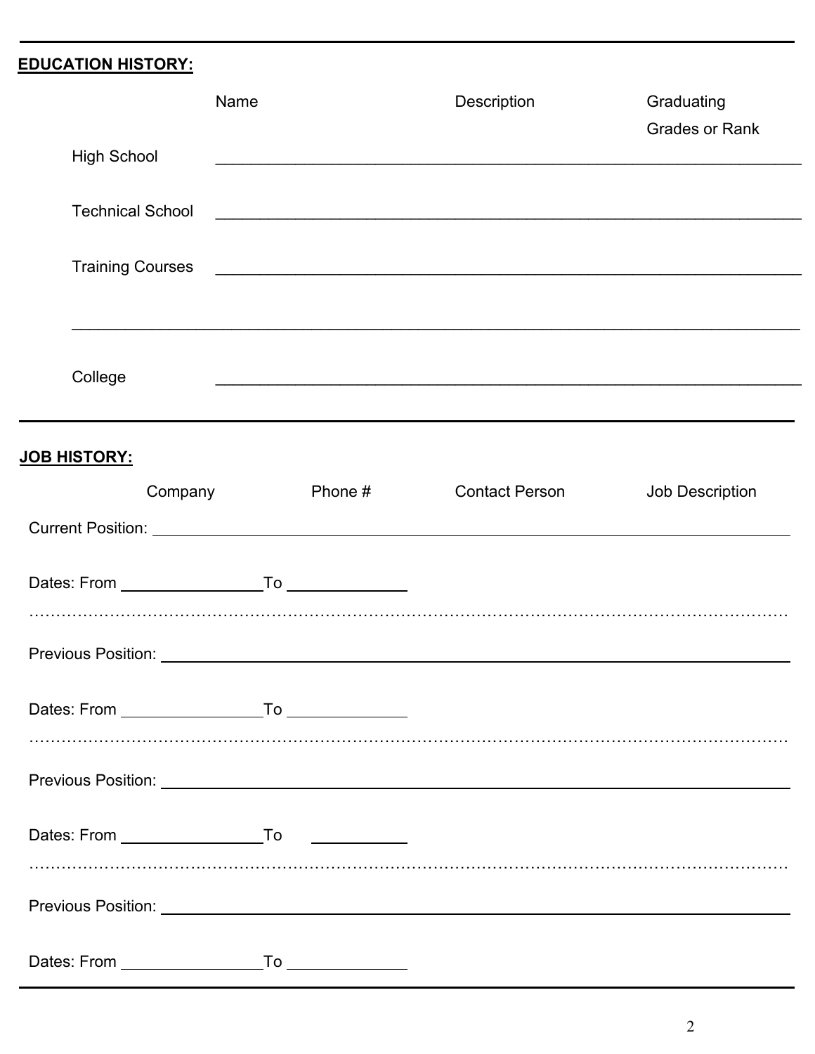**EDUCATION HISTORY:**

| | Name | Description | Graduating Grades or Rank |
|---|---|---|---|
| High School | | | |
| Technical School | | | |
| Training Courses | | | |
| | | | |
| College | | | |

**JOB HISTORY:**

| Company | Phone # | Contact Person | Job Description |
|---|---|---|---|

Current Position: ______________________________________________

Dates: From ______________ To ____________

Previous Position: ______________________________________________

Dates: From ______________ To ____________

Previous Position: ______________________________________________

Dates: From ______________ To ____________

Previous Position: ______________________________________________

Dates: From ______________ To ____________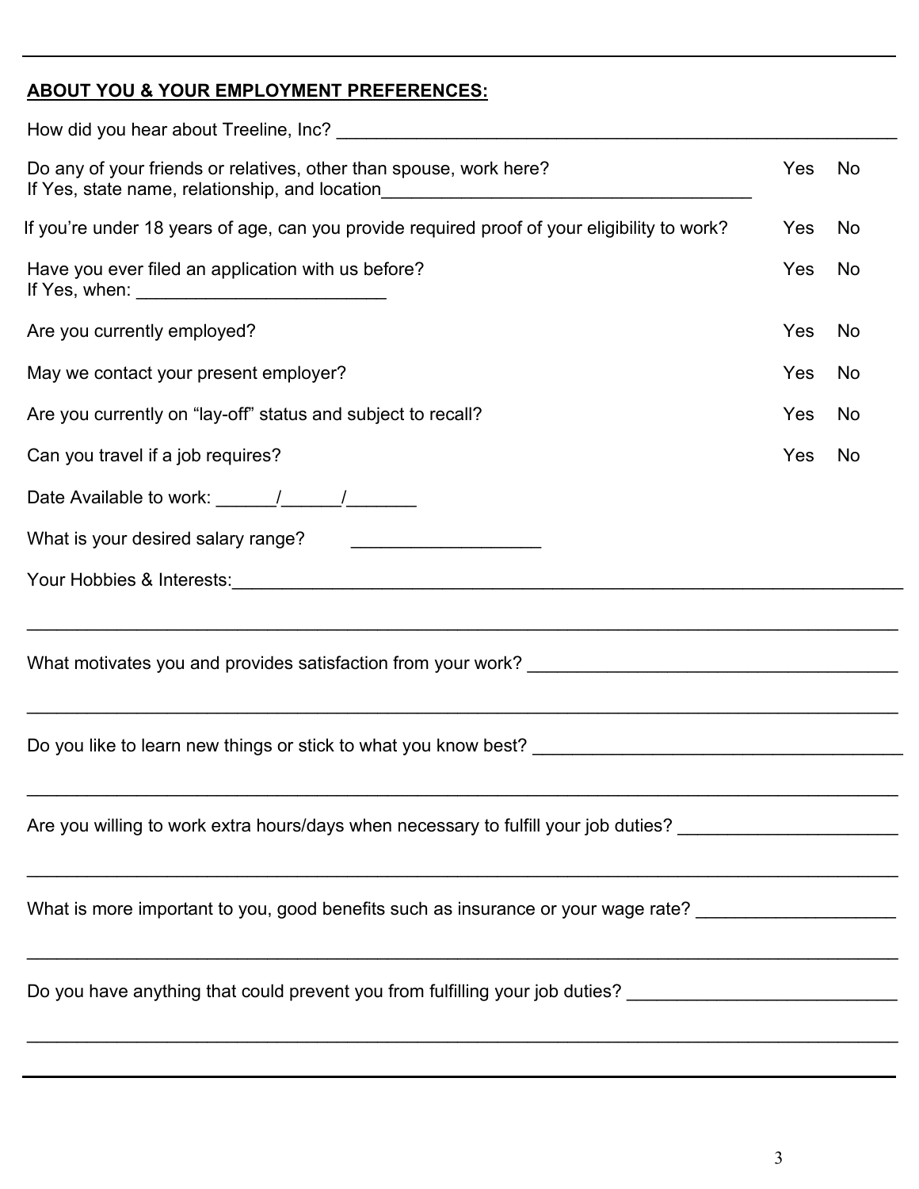## ABOUT YOU & YOUR EMPLOYMENT PREFERENCES:

How did you hear about Treeline, Inc? ______________________________________________

Do any of your friends or relatives, other than spouse, work here? Yes No
If Yes, state name, relationship, and location______________________________________

If you're under 18 years of age, can you provide required proof of your eligibility to work? Yes No

Have you ever filed an application with us before? Yes No
If Yes, when: ________________________

Are you currently employed? Yes No

May we contact your present employer? Yes No

Are you currently on "lay-off" status and subject to recall? Yes No

Can you travel if a job requires? Yes No

Date Available to work: ______/______/_______

What is your desired salary range? ___________________

Your Hobbies & Interests:____________________________________________________________

_____________________________________________________________________________

What motivates you and provides satisfaction from your work? _________________________________

_____________________________________________________________________________

Do you like to learn new things or stick to what you know best? ________________________________

_____________________________________________________________________________

Are you willing to work extra hours/days when necessary to fulfill your job duties? ___________________

_____________________________________________________________________________

What is more important to you, good benefits such as insurance or your wage rate? __________________

_____________________________________________________________________________

Do you have anything that could prevent you from fulfilling your job duties? _______________________

_____________________________________________________________________________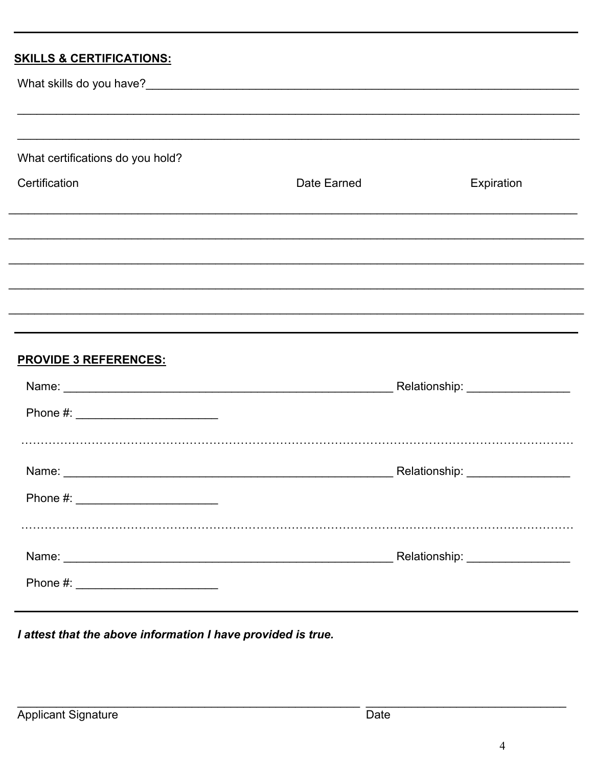---

**SKILLS & CERTIFICATIONS:**

What skills do you have?________________________________________________________________

______________________________________________________________________________

______________________________________________________________________________

What certifications do you hold?

| Certification | Date Earned | Expiration |
|---|---|---|
| | | |
| | | |
| | | |
| | | |
| | | |

---

**PROVIDE 3 REFERENCES:**

Name: ______________________________________________ Relationship: _______________

Phone #: ____________________

..............................................................................................................................................

Name: ______________________________________________ Relationship: _______________

Phone #: ____________________

..............................................................................................................................................

Name: ______________________________________________ Relationship: _______________

Phone #: ____________________

---

***I attest that the above information I have provided is true.***

_____________________________________________ ___________________________

Applicant Signature Date